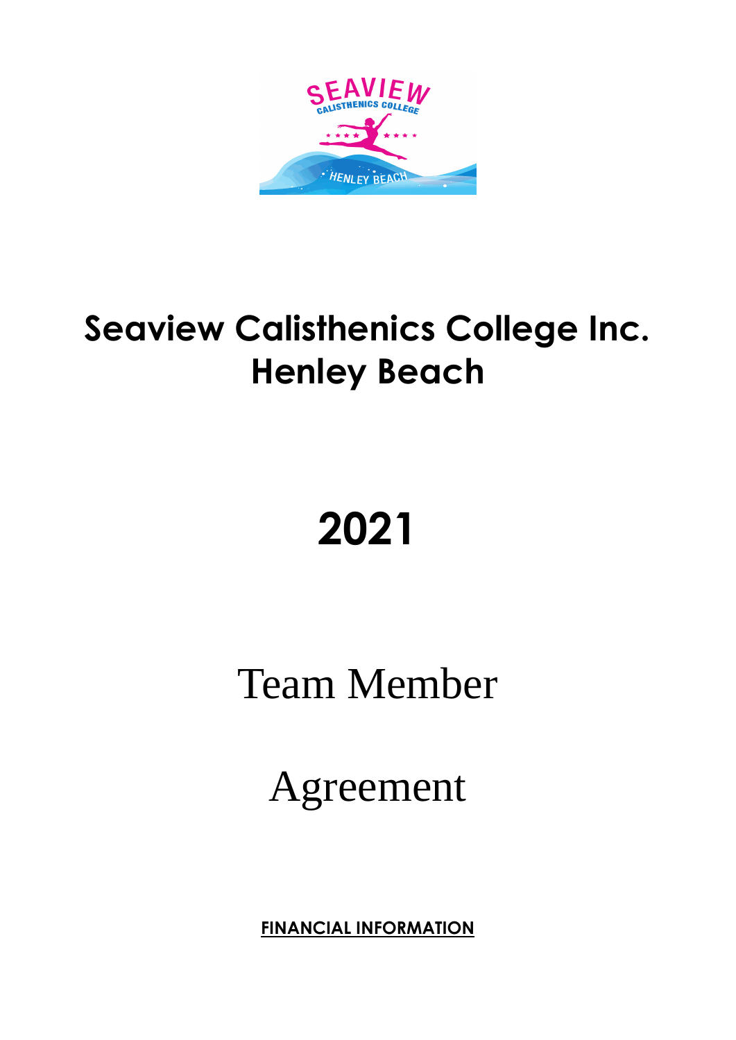# Seaview Calisthenics College Inc.
# Henley Beach

# 2021

# Team Member

# Agreement

**FINANCIAL INFORMATION**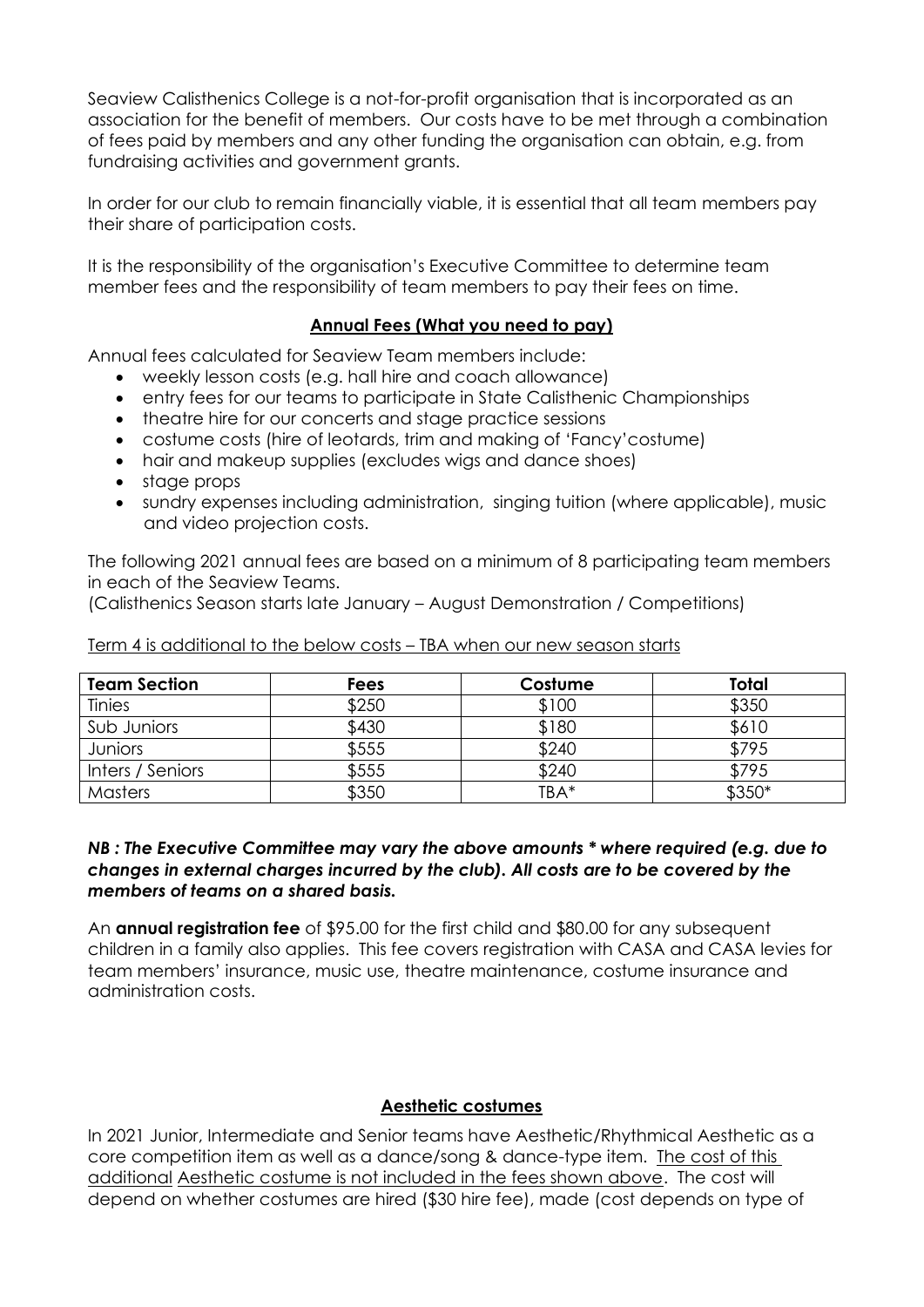Seaview Calisthenics College is a not-for-profit organisation that is incorporated as an association for the benefit of members. Our costs have to be met through a combination of fees paid by members and any other funding the organisation can obtain, e.g. from fundraising activities and government grants.

In order for our club to remain financially viable, it is essential that all team members pay their share of participation costs.

It is the responsibility of the organisation's Executive Committee to determine team member fees and the responsibility of team members to pay their fees on time.

## Annual Fees (What you need to pay)

Annual fees calculated for Seaview Team members include:

- weekly lesson costs (e.g. hall hire and coach allowance)
- entry fees for our teams to participate in State Calisthenic Championships
- theatre hire for our concerts and stage practice sessions
- costume costs (hire of leotards, trim and making of 'Fancy'costume)
- hair and makeup supplies (excludes wigs and dance shoes)
- stage props
- sundry expenses including administration, singing tuition (where applicable), music and video projection costs.

The following 2021 annual fees are based on a minimum of 8 participating team members in each of the Seaview Teams.
(Calisthenics Season starts late January – August Demonstration / Competitions)

Term 4 is additional to the below costs – TBA when our new season starts

| Team Section | Fees | Costume | Total |
|---|---|---|---|
| Tinies | $250 | $100 | $350 |
| Sub Juniors | $430 | $180 | $610 |
| Juniors | $555 | $240 | $795 |
| Inters / Seniors | $555 | $240 | $795 |
| Masters | $350 | TBA* | $350* |

***NB : The Executive Committee may vary the above amounts * where required (e.g. due to changes in external charges incurred by the club). All costs are to be covered by the members of teams on a shared basis.***

An **annual registration fee** of $95.00 for the first child and $80.00 for any subsequent children in a family also applies. This fee covers registration with CASA and CASA levies for team members' insurance, music use, theatre maintenance, costume insurance and administration costs.

## Aesthetic costumes

In 2021 Junior, Intermediate and Senior teams have Aesthetic/Rhythmical Aesthetic as a core competition item as well as a dance/song & dance-type item. The cost of this additional Aesthetic costume is not included in the fees shown above. The cost will depend on whether costumes are hired ($30 hire fee), made (cost depends on type of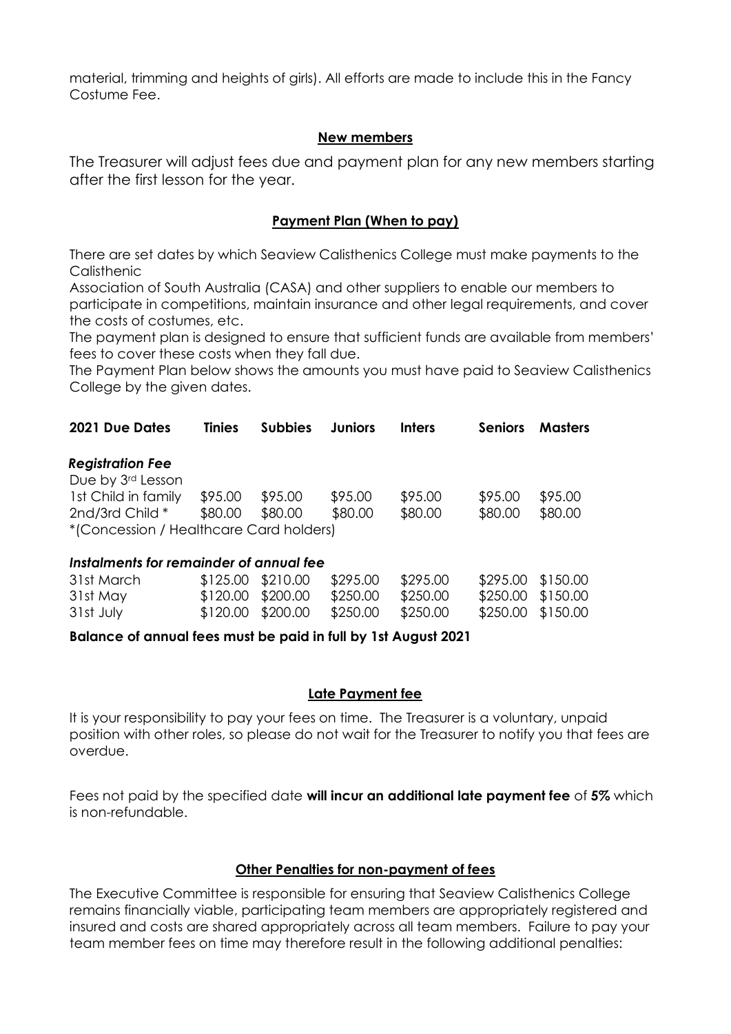material, trimming and heights of girls). All efforts are made to include this in the Fancy Costume Fee.

## New members

The Treasurer will adjust fees due and payment plan for any new members starting after the first lesson for the year.

## Payment Plan (When to pay)

There are set dates by which Seaview Calisthenics College must make payments to the Calisthenic
Association of South Australia (CASA) and other suppliers to enable our members to participate in competitions, maintain insurance and other legal requirements, and cover the costs of costumes, etc.
The payment plan is designed to ensure that sufficient funds are available from members' fees to cover these costs when they fall due.
The Payment Plan below shows the amounts you must have paid to Seaview Calisthenics College by the given dates.

| 2021 Due Dates | Tinies | Subbies | Juniors | Inters | Seniors | Masters |
|---|---|---|---|---|---|---|
| ***Registration Fee*** | | | | | | |
| Due by 3rd Lesson | | | | | | |
| 1st Child in family | $95.00 | $95.00 | $95.00 | $95.00 | $95.00 | $95.00 |
| 2nd/3rd Child * | $80.00 | $80.00 | $80.00 | $80.00 | $80.00 | $80.00 |
| *(Concession / Healthcare Card holders) | | | | | | |
| ***Instalments for remainder of annual fee*** | | | | | | |
| 31st March | $125.00 | $210.00 | $295.00 | $295.00 | $295.00 | $150.00 |
| 31st May | $120.00 | $200.00 | $250.00 | $250.00 | $250.00 | $150.00 |
| 31st July | $120.00 | $200.00 | $250.00 | $250.00 | $250.00 | $150.00 |

**Balance of annual fees must be paid in full by 1st August 2021**

## Late Payment fee

It is your responsibility to pay your fees on time. The Treasurer is a voluntary, unpaid position with other roles, so please do not wait for the Treasurer to notify you that fees are overdue.

Fees not paid by the specified date **will incur an additional late payment fee** of **5%** which is non-refundable.

## Other Penalties for non-payment of fees

The Executive Committee is responsible for ensuring that Seaview Calisthenics College remains financially viable, participating team members are appropriately registered and insured and costs are shared appropriately across all team members. Failure to pay your team member fees on time may therefore result in the following additional penalties: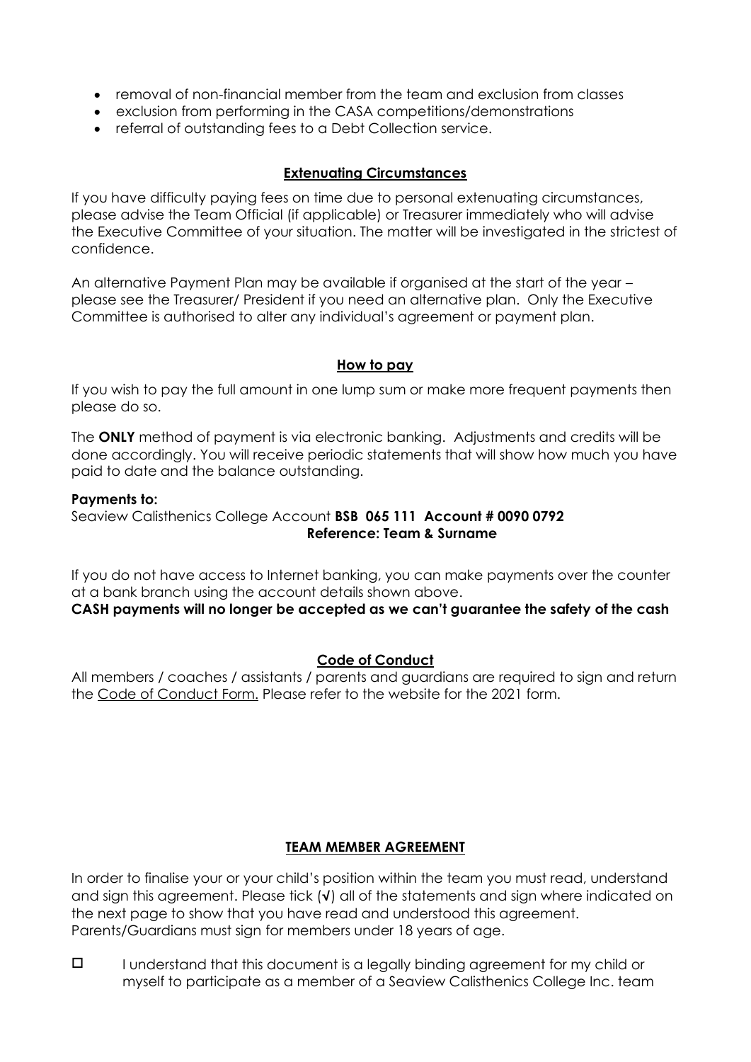- removal of non-financial member from the team and exclusion from classes
- exclusion from performing in the CASA competitions/demonstrations
- referral of outstanding fees to a Debt Collection service.

## Extenuating Circumstances

If you have difficulty paying fees on time due to personal extenuating circumstances, please advise the Team Official (if applicable) or Treasurer immediately who will advise the Executive Committee of your situation. The matter will be investigated in the strictest of confidence.

An alternative Payment Plan may be available if organised at the start of the year – please see the Treasurer/ President if you need an alternative plan. Only the Executive Committee is authorised to alter any individual's agreement or payment plan.

## How to pay

If you wish to pay the full amount in one lump sum or make more frequent payments then please do so.

The **ONLY** method of payment is via electronic banking. Adjustments and credits will be done accordingly. You will receive periodic statements that will show how much you have paid to date and the balance outstanding.

**Payments to:**
Seaview Calisthenics College Account **BSB 065 111 Account # 0090 0792**
**Reference: Team & Surname**

If you do not have access to Internet banking, you can make payments over the counter at a bank branch using the account details shown above.
**CASH payments will no longer be accepted as we can't guarantee the safety of the cash**

## Code of Conduct

All members / coaches / assistants / parents and guardians are required to sign and return the Code of Conduct Form. Please refer to the website for the 2021 form.

## TEAM MEMBER AGREEMENT

In order to finalise your or your child's position within the team you must read, understand and sign this agreement. Please tick (√) all of the statements and sign where indicated on the next page to show that you have read and understood this agreement. Parents/Guardians must sign for members under 18 years of age.

- ☐ I understand that this document is a legally binding agreement for my child or myself to participate as a member of a Seaview Calisthenics College Inc. team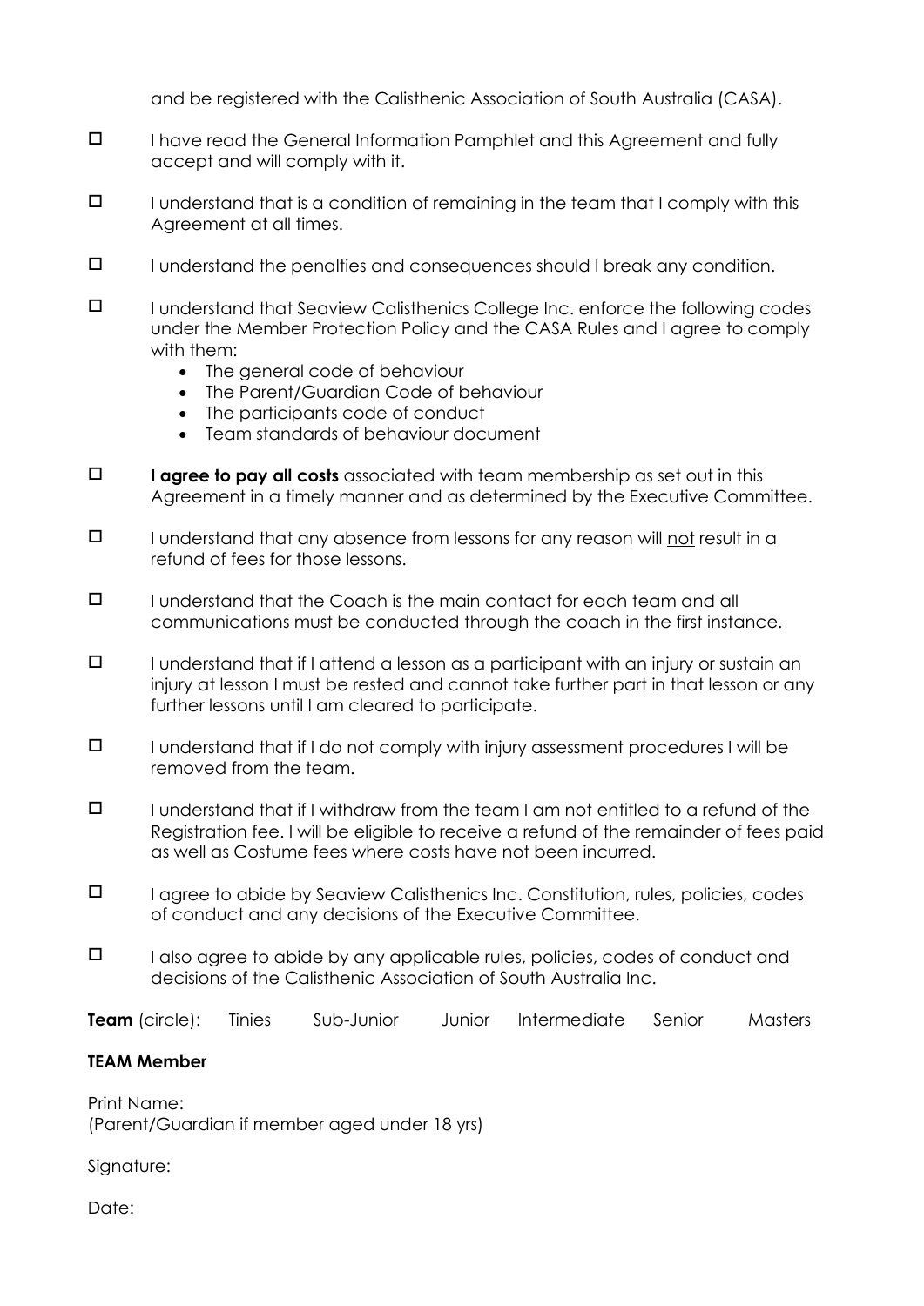and be registered with the Calisthenic Association of South Australia (CASA).

- ☐ I have read the General Information Pamphlet and this Agreement and fully accept and will comply with it.
- ☐ I understand that is a condition of remaining in the team that I comply with this Agreement at all times.
- ☐ I understand the penalties and consequences should I break any condition.
- ☐ I understand that Seaview Calisthenics College Inc. enforce the following codes under the Member Protection Policy and the CASA Rules and I agree to comply with them:
    - The general code of behaviour
    - The Parent/Guardian Code of behaviour
    - The participants code of conduct
    - Team standards of behaviour document
- ☐ **I agree to pay all costs** associated with team membership as set out in this Agreement in a timely manner and as determined by the Executive Committee.
- ☐ I understand that any absence from lessons for any reason will <u>not</u> result in a refund of fees for those lessons.
- ☐ I understand that the Coach is the main contact for each team and all communications must be conducted through the coach in the first instance.
- ☐ I understand that if I attend a lesson as a participant with an injury or sustain an injury at lesson I must be rested and cannot take further part in that lesson or any further lessons until I am cleared to participate.
- ☐ I understand that if I do not comply with injury assessment procedures I will be removed from the team.
- ☐ I understand that if I withdraw from the team I am not entitled to a refund of the Registration fee. I will be eligible to receive a refund of the remainder of fees paid as well as Costume fees where costs have not been incurred.
- ☐ I agree to abide by Seaview Calisthenics Inc. Constitution, rules, policies, codes of conduct and any decisions of the Executive Committee.
- ☐ I also agree to abide by any applicable rules, policies, codes of conduct and decisions of the Calisthenic Association of South Australia Inc.

**Team** (circle): Tinies Sub-Junior Junior Intermediate Senior Masters

**TEAM Member**

Print Name:
(Parent/Guardian if member aged under 18 yrs)

Signature:

Date: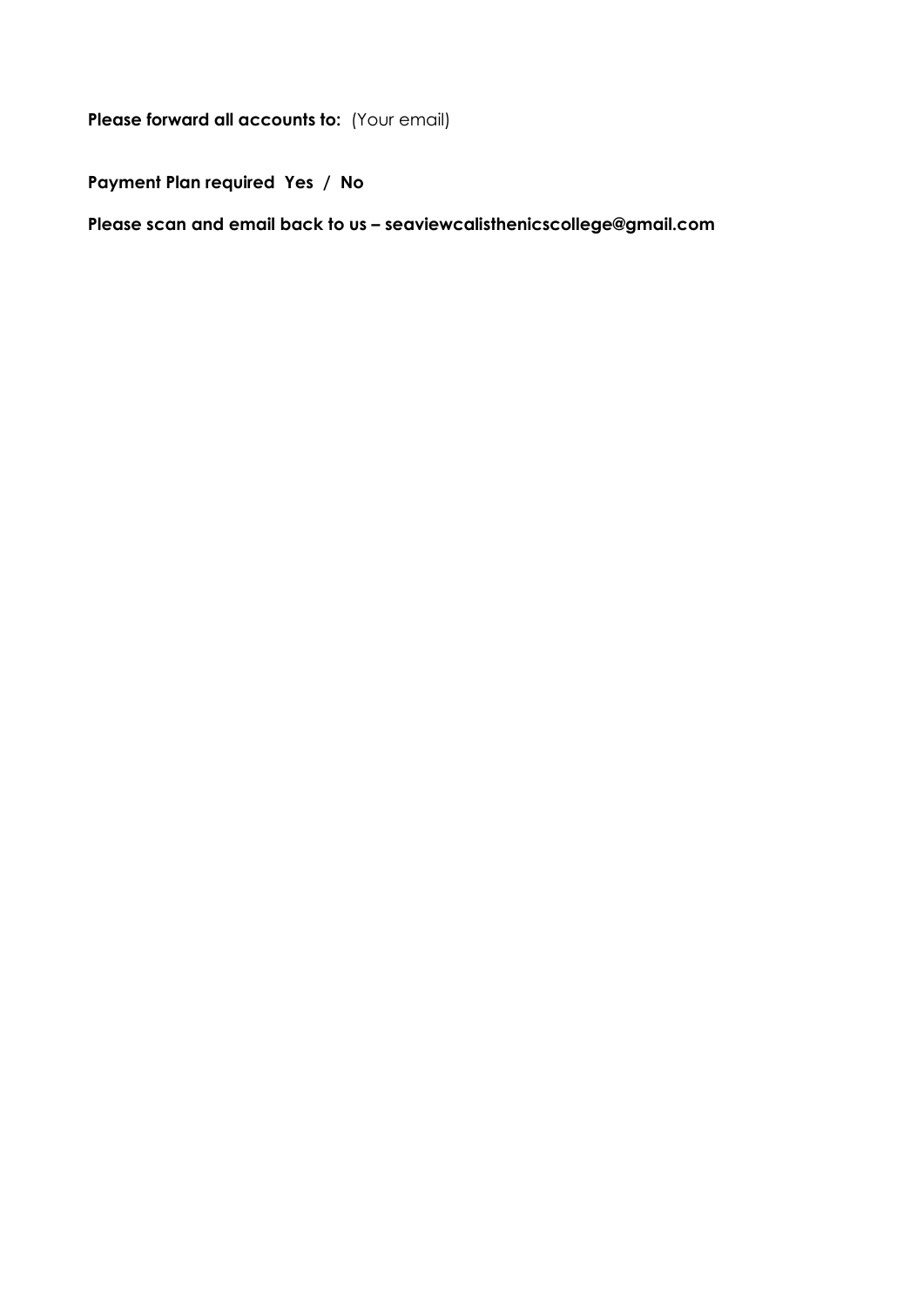**Please forward all accounts to:** (Your email)

**Payment Plan required Yes / No**

**Please scan and email back to us – seaviewcalisthenicscollege@gmail.com**